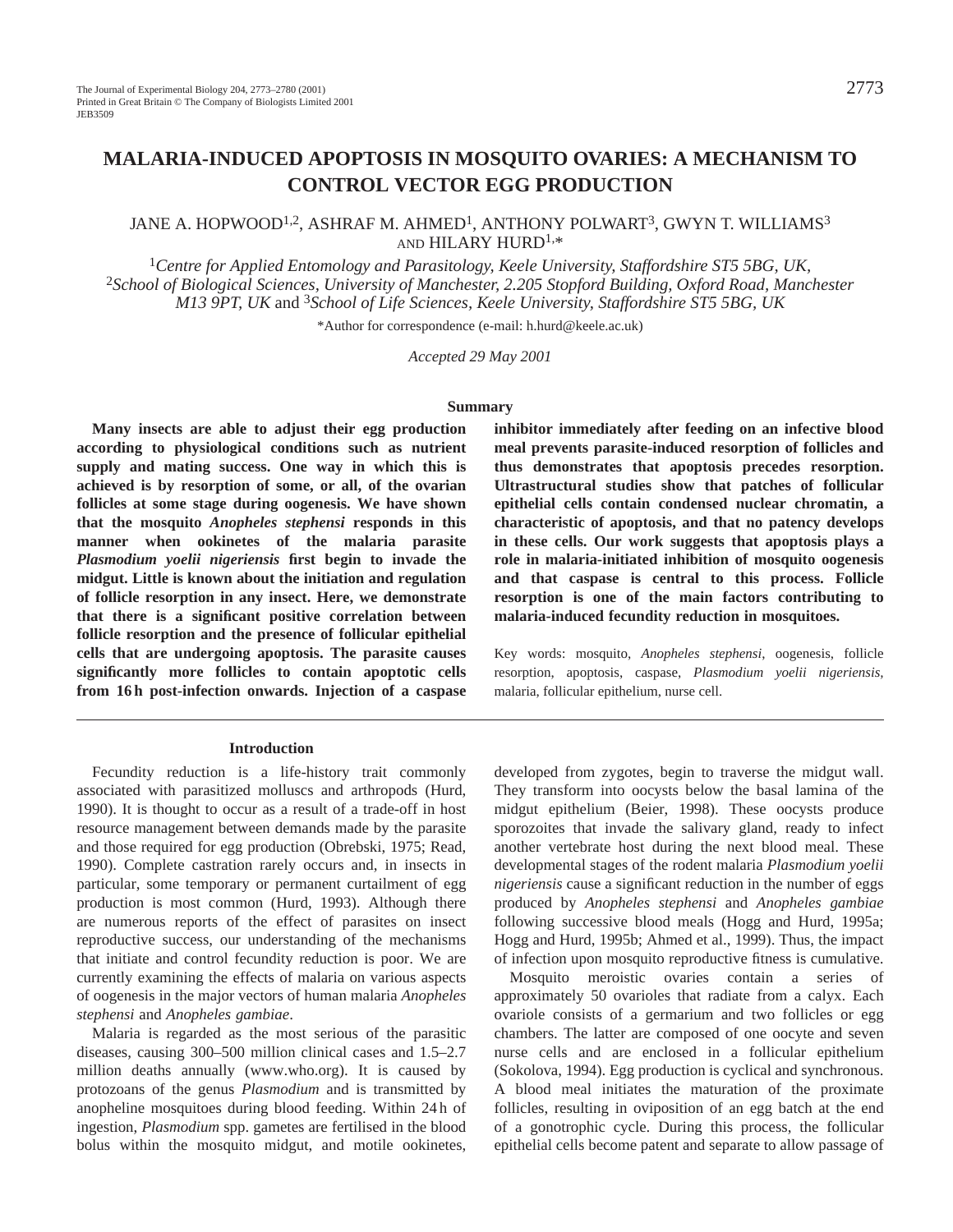# MALARIA-INDUCED APOPTOSIS IN MOSQUITO OVARIES: A MECHANISM TO CONTROL VECTOR EGG PRODUCTION

JANE A. HOPWOOD[1,2], ASHRAF M. AHMED[1], ANTHONY POLWART[3], GWYN T. WILLIAMS[3] AND HILARY HURD[1,*]

[1]*Centre for Applied Entomology and Parasitology, Keele University, Staffordshire ST5 5BG, UK*, [2]*School of Biological Sciences, University of Manchester, 2.205 Stopford Building, Oxford Road, Manchester M13 9PT, UK* and [3]*School of Life Sciences, Keele University, Staffordshire ST5 5BG, UK*

*Author for correspondence (e-mail: h.hurd@keele.ac.uk)

*Accepted 29 May 2001*

## Summary

**Many insects are able to adjust their egg production according to physiological conditions such as nutrient supply and mating success. One way in which this is achieved is by resorption of some, or all, of the ovarian follicles at some stage during oogenesis. We have shown that the mosquito *Anopheles stephensi* responds in this manner when ookinetes of the malaria parasite *Plasmodium yoelii nigeriensis* first begin to invade the midgut. Little is known about the initiation and regulation of follicle resorption in any insect. Here, we demonstrate that there is a significant positive correlation between follicle resorption and the presence of follicular epithelial cells that are undergoing apoptosis. The parasite causes significantly more follicles to contain apoptotic cells from 16 h post-infection onwards. Injection of a caspase inhibitor immediately after feeding on an infective blood meal prevents parasite-induced resorption of follicles and thus demonstrates that apoptosis precedes resorption. Ultrastructural studies show that patches of follicular epithelial cells contain condensed nuclear chromatin, a characteristic of apoptosis, and that no patency develops in these cells. Our work suggests that apoptosis plays a role in malaria-initiated inhibition of mosquito oogenesis and that caspase is central to this process. Follicle resorption is one of the main factors contributing to malaria-induced fecundity reduction in mosquitoes.**

Key words: mosquito, *Anopheles stephensi*, oogenesis, follicle resorption, apoptosis, caspase, *Plasmodium yoelii nigeriensis*, malaria, follicular epithelium, nurse cell.

## Introduction

Fecundity reduction is a life-history trait commonly associated with parasitized molluscs and arthropods (Hurd, 1990). It is thought to occur as a result of a trade-off in host resource management between demands made by the parasite and those required for egg production (Obrebski, 1975; Read, 1990). Complete castration rarely occurs and, in insects in particular, some temporary or permanent curtailment of egg production is most common (Hurd, 1993). Although there are numerous reports of the effect of parasites on insect reproductive success, our understanding of the mechanisms that initiate and control fecundity reduction is poor. We are currently examining the effects of malaria on various aspects of oogenesis in the major vectors of human malaria *Anopheles stephensi* and *Anopheles gambiae*.

Malaria is regarded as the most serious of the parasitic diseases, causing 300–500 million clinical cases and 1.5–2.7 million deaths annually (www.who.org). It is caused by protozoans of the genus *Plasmodium* and is transmitted by anopheline mosquitoes during blood feeding. Within 24 h of ingestion, *Plasmodium* spp. gametes are fertilised in the blood bolus within the mosquito midgut, and motile ookinetes, developed from zygotes, begin to traverse the midgut wall. They transform into oocysts below the basal lamina of the midgut epithelium (Beier, 1998). These oocysts produce sporozoites that invade the salivary gland, ready to infect another vertebrate host during the next blood meal. These developmental stages of the rodent malaria *Plasmodium yoelii nigeriensis* cause a significant reduction in the number of eggs produced by *Anopheles stephensi* and *Anopheles gambiae* following successive blood meals (Hogg and Hurd, 1995a; Hogg and Hurd, 1995b; Ahmed et al., 1999). Thus, the impact of infection upon mosquito reproductive fitness is cumulative.

Mosquito meroistic ovaries contain a series of approximately 50 ovarioles that radiate from a calyx. Each ovariole consists of a germarium and two follicles or egg chambers. The latter are composed of one oocyte and seven nurse cells and are enclosed in a follicular epithelium (Sokolova, 1994). Egg production is cyclical and synchronous. A blood meal initiates the maturation of the proximate follicles, resulting in oviposition of an egg batch at the end of a gonotrophic cycle. During this process, the follicular epithelial cells become patent and separate to allow passage of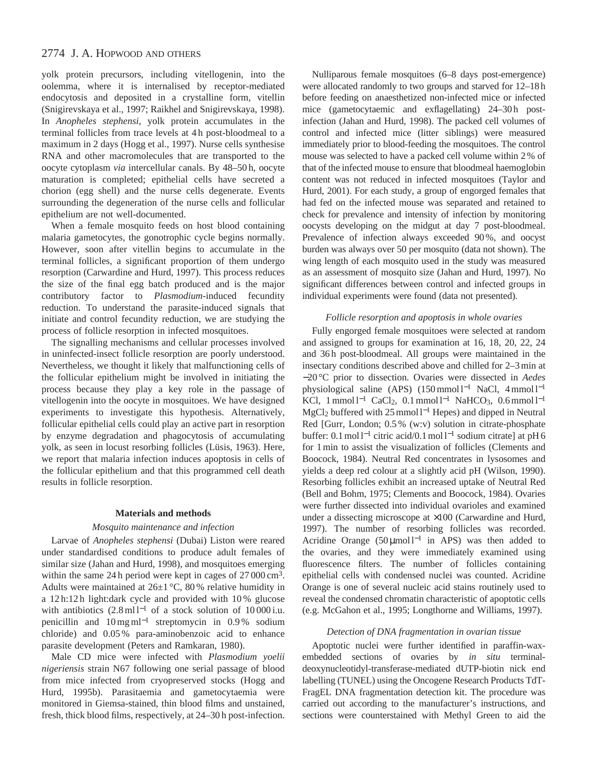yolk protein precursors, including vitellogenin, into the oolemma, where it is internalised by receptor-mediated endocytosis and deposited in a crystalline form, vitellin (Snigirevskaya et al., 1997; Raikhel and Snigirevskaya, 1998). In *Anopheles stephensi*, yolk protein accumulates in the terminal follicles from trace levels at 4 h post-bloodmeal to a maximum in 2 days (Hogg et al., 1997). Nurse cells synthesise RNA and other macromolecules that are transported to the oocyte cytoplasm *via* intercellular canals. By 48–50 h, oocyte maturation is completed; epithelial cells have secreted a chorion (egg shell) and the nurse cells degenerate. Events surrounding the degeneration of the nurse cells and follicular epithelium are not well-documented.

When a female mosquito feeds on host blood containing malaria gametocytes, the gonotrophic cycle begins normally. However, soon after vitellin begins to accumulate in the terminal follicles, a significant proportion of them undergo resorption (Carwardine and Hurd, 1997). This process reduces the size of the final egg batch produced and is the major contributory factor to *Plasmodium*-induced fecundity reduction. To understand the parasite-induced signals that initiate and control fecundity reduction, we are studying the process of follicle resorption in infected mosquitoes.

The signalling mechanisms and cellular processes involved in uninfected-insect follicle resorption are poorly understood. Nevertheless, we thought it likely that malfunctioning cells of the follicular epithelium might be involved in initiating the process because they play a key role in the passage of vitellogenin into the oocyte in mosquitoes. We have designed experiments to investigate this hypothesis. Alternatively, follicular epithelial cells could play an active part in resorption by enzyme degradation and phagocytosis of accumulating yolk, as seen in locust resorbing follicles (Lüsis, 1963). Here, we report that malaria infection induces apoptosis in cells of the follicular epithelium and that this programmed cell death results in follicle resorption.

## Materials and methods

### *Mosquito maintenance and infection*

Larvae of *Anopheles stephensi* (Dubai) Liston were reared under standardised conditions to produce adult females of similar size (Jahan and Hurd, 1998), and mosquitoes emerging within the same 24 h period were kept in cages of 27 000 $cm^3$. Adults were maintained at 26±1 °C, 80 % relative humidity in a 12 h:12 h light:dark cycle and provided with 10 % glucose with antibiotics (2.8 $ml\,l^{-1}$ of a stock solution of 10 000 i.u. penicillin and 10 $mg\,ml^{-1}$ streptomycin in 0.9 % sodium chloride) and 0.05 % para-aminobenzoic acid to enhance parasite development (Peters and Ramkaran, 1980).

Male CD mice were infected with *Plasmodium yoelii nigeriensis* strain N67 following one serial passage of blood from mice infected from cryopreserved stocks (Hogg and Hurd, 1995b). Parasitaemia and gametocytaemia were monitored in Giemsa-stained, thin blood films and unstained, fresh, thick blood films, respectively, at 24–30 h post-infection.

Nulliparous female mosquitoes (6–8 days post-emergence) were allocated randomly to two groups and starved for 12–18 h before feeding on anaesthetized non-infected mice or infected mice (gametocytaemic and exflagellating) 24–30 h post-infection (Jahan and Hurd, 1998). The packed cell volumes of control and infected mice (litter siblings) were measured immediately prior to blood-feeding the mosquitoes. The control mouse was selected to have a packed cell volume within 2 % of that of the infected mouse to ensure that bloodmeal haemoglobin content was not reduced in infected mosquitoes (Taylor and Hurd, 2001). For each study, a group of engorged females that had fed on the infected mouse was separated and retained to check for prevalence and intensity of infection by monitoring oocysts developing on the midgut at day 7 post-bloodmeal. Prevalence of infection always exceeded 90 %, and oocyst burden was always over 50 per mosquito (data not shown). The wing length of each mosquito used in the study was measured as an assessment of mosquito size (Jahan and Hurd, 1997). No significant differences between control and infected groups in individual experiments were found (data not presented).

### *Follicle resorption and apoptosis in whole ovaries*

Fully engorged female mosquitoes were selected at random and assigned to groups for examination at 16, 18, 20, 22, 24 and 36 h post-bloodmeal. All groups were maintained in the insectary conditions described above and chilled for 2–3 min at −20 °C prior to dissection. Ovaries were dissected in *Aedes* physiological saline (APS) (150 $mmol\,l^{-1}$ NaCl, 4 $mmol\,l^{-1}$ KCl, 1 $mmol\,l^{-1}$ $CaCl_2$, 0.1 $mmol\,l^{-1}$ $NaHCO_3$, 0.6 $mmol\,l^{-1}$ $MgCl_2$ buffered with 25 $mmol\,l^{-1}$ Hepes) and dipped in Neutral Red [Gurr, London; 0.5 % (w:v) solution in citrate-phosphate buffer: 0.1 $mol\,l^{-1}$ citric acid/0.1 $mol\,l^{-1}$ sodium citrate] at pH 6 for 1 min to assist the visualization of follicles (Clements and Boocock, 1984). Neutral Red concentrates in lysosomes and yields a deep red colour at a slightly acid pH (Wilson, 1990). Resorbing follicles exhibit an increased uptake of Neutral Red (Bell and Bohm, 1975; Clements and Boocock, 1984). Ovaries were further dissected into individual ovarioles and examined under a dissecting microscope at ×100 (Carwardine and Hurd, 1997). The number of resorbing follicles was recorded. Acridine Orange (50 $\mu mol\,l^{-1}$ in APS) was then added to the ovaries, and they were immediately examined using fluorescence filters. The number of follicles containing epithelial cells with condensed nuclei was counted. Acridine Orange is one of several nucleic acid stains routinely used to reveal the condensed chromatin characteristic of apoptotic cells (e.g. McGahon et al., 1995; Longthorne and Williams, 1997).

### *Detection of DNA fragmentation in ovarian tissue*

Apoptotic nuclei were further identified in paraffin-wax-embedded sections of ovaries by *in situ* terminal-deoxynucleotidyl-transferase-mediated dUTP-biotin nick end labelling (TUNEL) using the Oncogene Research Products TdT-FragEL DNA fragmentation detection kit. The procedure was carried out according to the manufacturer's instructions, and sections were counterstained with Methyl Green to aid the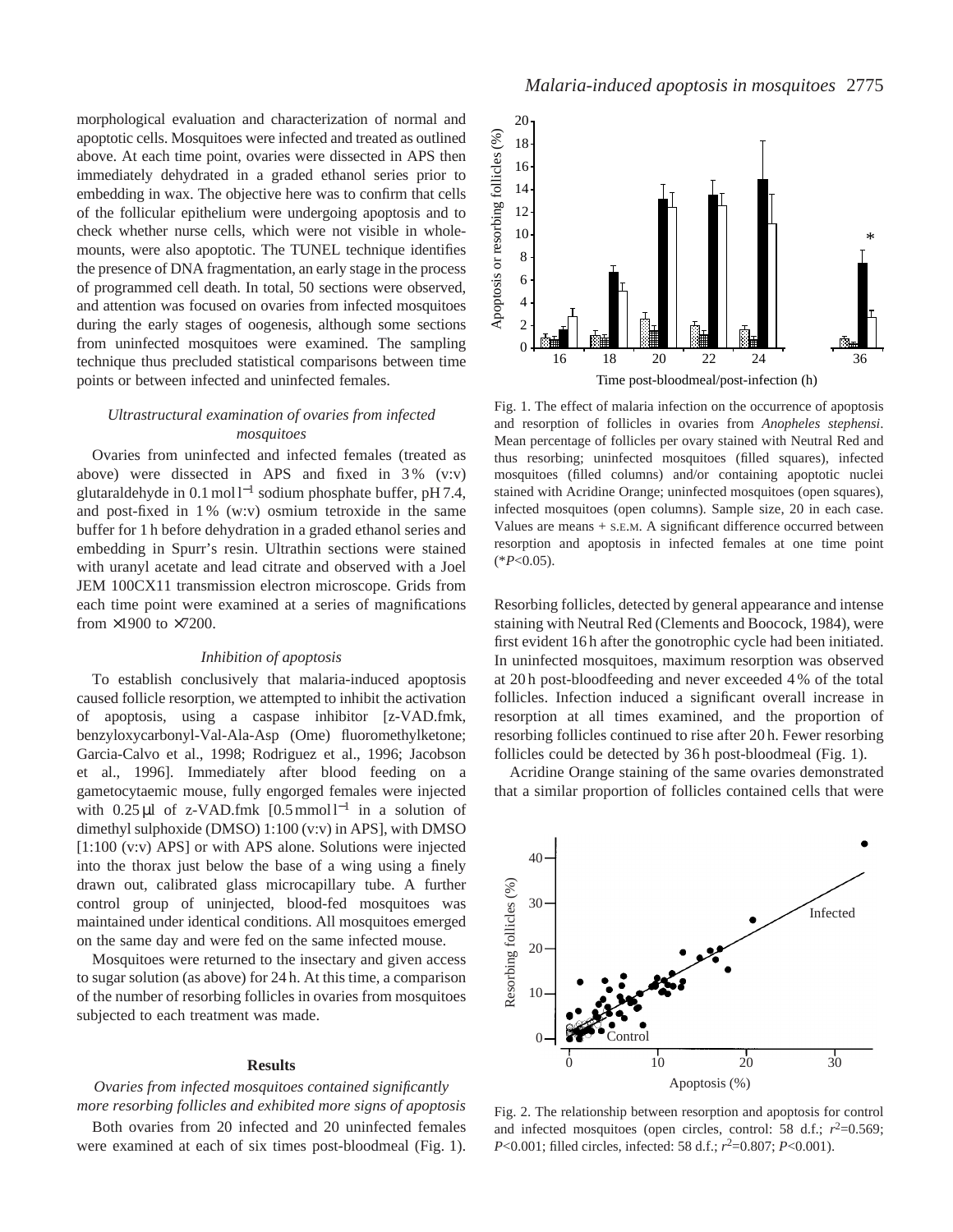morphological evaluation and characterization of normal and apoptotic cells. Mosquitoes were infected and treated as outlined above. At each time point, ovaries were dissected in APS then immediately dehydrated in a graded ethanol series prior to embedding in wax. The objective here was to confirm that cells of the follicular epithelium were undergoing apoptosis and to check whether nurse cells, which were not visible in whole-mounts, were also apoptotic. The TUNEL technique identifies the presence of DNA fragmentation, an early stage in the process of programmed cell death. In total, 50 sections were observed, and attention was focused on ovaries from infected mosquitoes during the early stages of oogenesis, although some sections from uninfected mosquitoes were examined. The sampling technique thus precluded statistical comparisons between time points or between infected and uninfected females.

### *Ultrastructural examination of ovaries from infected mosquitoes*

Ovaries from uninfected and infected females (treated as above) were dissected in APS and fixed in 3 % (v:v) glutaraldehyde in 0.1 mol l$^{-1}$ sodium phosphate buffer, pH 7.4, and post-fixed in 1 % (w:v) osmium tetroxide in the same buffer for 1 h before dehydration in a graded ethanol series and embedding in Spurr's resin. Ultrathin sections were stained with uranyl acetate and lead citrate and observed with a Joel JEM 100CX11 transmission electron microscope. Grids from each time point were examined at a series of magnifications from ×1900 to ×7200.

### *Inhibition of apoptosis*

To establish conclusively that malaria-induced apoptosis caused follicle resorption, we attempted to inhibit the activation of apoptosis, using a caspase inhibitor [z-VAD.fmk, benzyloxycarbonyl-Val-Ala-Asp (Ome) fluoromethylketone; Garcia-Calvo et al., 1998; Rodriguez et al., 1996; Jacobson et al., 1996]. Immediately after blood feeding on a gametocytaemic mouse, fully engorged females were injected with 0.25 μl of z-VAD.fmk [0.5 mmol l$^{-1}$ in a solution of dimethyl sulphoxide (DMSO) 1:100 (v:v) in APS], with DMSO [1:100 (v:v) APS] or with APS alone. Solutions were injected into the thorax just below the base of a wing using a finely drawn out, calibrated glass microcapillary tube. A further control group of uninjected, blood-fed mosquitoes was maintained under identical conditions. All mosquitoes emerged on the same day and were fed on the same infected mouse.

Mosquitoes were returned to the insectary and given access to sugar solution (as above) for 24 h. At this time, a comparison of the number of resorbing follicles in ovaries from mosquitoes subjected to each treatment was made.

## Results

### *Ovaries from infected mosquitoes contained significantly more resorbing follicles and exhibited more signs of apoptosis*

Both ovaries from 20 infected and 20 uninfected females were examined at each of six times post-bloodmeal (Fig. 1). Resorbing follicles, detected by general appearance and intense staining with Neutral Red (Clements and Boocock, 1984), were first evident 16 h after the gonotrophic cycle had been initiated. In uninfected mosquitoes, maximum resorption was observed at 20 h post-bloodfeeding and never exceeded 4 % of the total follicles. Infection induced a significant overall increase in resorption at all times examined, and the proportion of resorbing follicles continued to rise after 20 h. Fewer resorbing follicles could be detected by 36 h post-bloodmeal (Fig. 1).

Acridine Orange staining of the same ovaries demonstrated that a similar proportion of follicles contained cells that were

Fig. 1. The effect of malaria infection on the occurrence of apoptosis and resorption of follicles in ovaries from *Anopheles stephensi*. Mean percentage of follicles per ovary stained with Neutral Red and thus resorbing; uninfected mosquitoes (filled squares), infected mosquitoes (filled columns) and/or containing apoptotic nuclei stained with Acridine Orange; uninfected mosquitoes (open squares), infected mosquitoes (open columns). Sample size, 20 in each case. Values are means + S.E.M. A significant difference occurred between resorption and apoptosis in infected females at one time point (*$P<0.05$).

Fig. 2. The relationship between resorption and apoptosis for control and infected mosquitoes (open circles, control: 58 d.f.; $r^2=0.569$; $P<0.001$; filled circles, infected: 58 d.f.; $r^2=0.807$; $P<0.001$).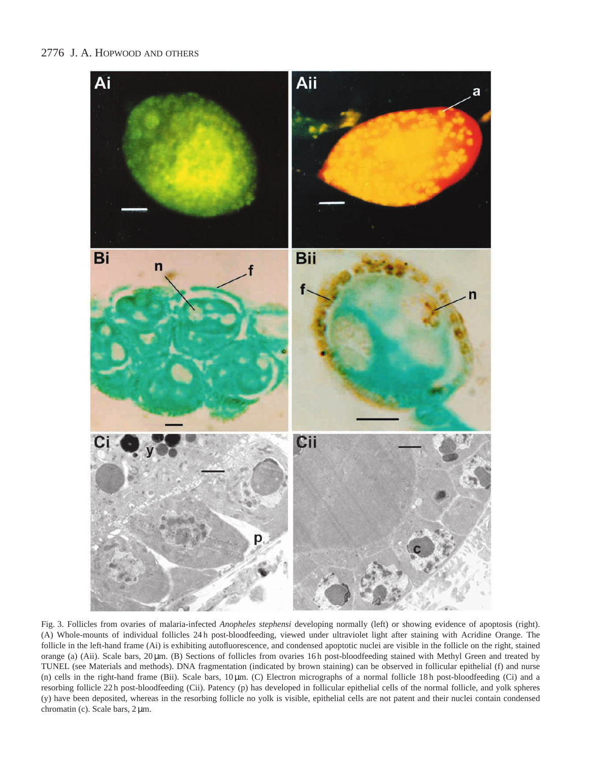Fig. 3. Follicles from ovaries of malaria-infected *Anopheles stephensi* developing normally (left) or showing evidence of apoptosis (right). (A) Whole-mounts of individual follicles 24 h post-bloodfeeding, viewed under ultraviolet light after staining with Acridine Orange. The follicle in the left-hand frame (Ai) is exhibiting autofluorescence, and condensed apoptotic nuclei are visible in the follicle on the right, stained orange (a) (Aii). Scale bars, 20 μm. (B) Sections of follicles from ovaries 16 h post-bloodfeeding stained with Methyl Green and treated by TUNEL (see Materials and methods). DNA fragmentation (indicated by brown staining) can be observed in follicular epithelial (f) and nurse (n) cells in the right-hand frame (Bii). Scale bars, 10 μm. (C) Electron micrographs of a normal follicle 18 h post-bloodfeeding (Ci) and a resorbing follicle 22 h post-bloodfeeding (Cii). Patency (p) has developed in follicular epithelial cells of the normal follicle, and yolk spheres (y) have been deposited, whereas in the resorbing follicle no yolk is visible, epithelial cells are not patent and their nuclei contain condensed chromatin (c). Scale bars, 2 μm.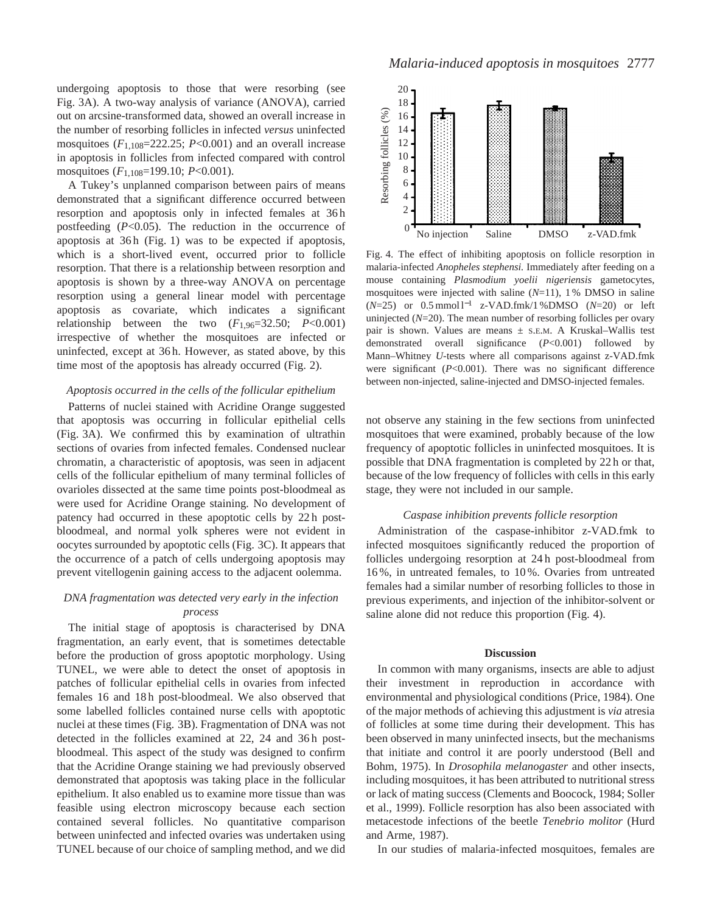undergoing apoptosis to those that were resorbing (see Fig. 3A). A two-way analysis of variance (ANOVA), carried out on arcsine-transformed data, showed an overall increase in the number of resorbing follicles in infected *versus* uninfected mosquitoes ($F_{1,108}$=222.25; $P$<0.001) and an overall increase in apoptosis in follicles from infected compared with control mosquitoes ($F_{1,108}$=199.10; $P$<0.001).

A Tukey's unplanned comparison between pairs of means demonstrated that a significant difference occurred between resorption and apoptosis only in infected females at 36 h postfeeding ($P$<0.05). The reduction in the occurrence of apoptosis at 36 h (Fig. 1) was to be expected if apoptosis, which is a short-lived event, occurred prior to follicle resorption. That there is a relationship between resorption and apoptosis is shown by a three-way ANOVA on percentage resorption using a general linear model with percentage apoptosis as covariate, which indicates a significant relationship between the two ($F_{1,96}$=32.50; $P$<0.001) irrespective of whether the mosquitoes are infected or uninfected, except at 36 h. However, as stated above, by this time most of the apoptosis has already occurred (Fig. 2).

### *Apoptosis occurred in the cells of the follicular epithelium*

Patterns of nuclei stained with Acridine Orange suggested that apoptosis was occurring in follicular epithelial cells (Fig. 3A). We confirmed this by examination of ultrathin sections of ovaries from infected females. Condensed nuclear chromatin, a characteristic of apoptosis, was seen in adjacent cells of the follicular epithelium of many terminal follicles of ovarioles dissected at the same time points post-bloodmeal as were used for Acridine Orange staining. No development of patency had occurred in these apoptotic cells by 22 h post-bloodmeal, and normal yolk spheres were not evident in oocytes surrounded by apoptotic cells (Fig. 3C). It appears that the occurrence of a patch of cells undergoing apoptosis may prevent vitellogenin gaining access to the adjacent oolemma.

### *DNA fragmentation was detected very early in the infection process*

The initial stage of apoptosis is characterised by DNA fragmentation, an early event, that is sometimes detectable before the production of gross apoptotic morphology. Using TUNEL, we were able to detect the onset of apoptosis in patches of follicular epithelial cells in ovaries from infected females 16 and 18 h post-bloodmeal. We also observed that some labelled follicles contained nurse cells with apoptotic nuclei at these times (Fig. 3B). Fragmentation of DNA was not detected in the follicles examined at 22, 24 and 36 h post-bloodmeal. This aspect of the study was designed to confirm that the Acridine Orange staining we had previously observed demonstrated that apoptosis was taking place in the follicular epithelium. It also enabled us to examine more tissue than was feasible using electron microscopy because each section contained several follicles. No quantitative comparison between uninfected and infected ovaries was undertaken using TUNEL because of our choice of sampling method, and we did not observe any staining in the few sections from uninfected mosquitoes that were examined, probably because of the low frequency of apoptotic follicles in uninfected mosquitoes. It is possible that DNA fragmentation is completed by 22 h or that, because of the low frequency of follicles with cells in this early stage, they were not included in our sample.

Fig. 4. The effect of inhibiting apoptosis on follicle resorption in malaria-infected *Anopheles stephensi.* Immediately after feeding on a mouse containing *Plasmodium yoelii nigeriensis* gametocytes, mosquitoes were injected with saline ($N$=11), 1 % DMSO in saline ($N$=25) or 0.5 mmol l$^{-1}$ z-VAD.fmk/1 %DMSO ($N$=20) or left uninjected ($N$=20). The mean number of resorbing follicles per ovary pair is shown. Values are means ± S.E.M. A Kruskal–Wallis test demonstrated overall significance ($P$<0.001) followed by Mann–Whitney $U$-tests where all comparisons against z-VAD.fmk were significant ($P$<0.001). There was no significant difference between non-injected, saline-injected and DMSO-injected females.

### *Caspase inhibition prevents follicle resorption*

Administration of the caspase-inhibitor z-VAD.fmk to infected mosquitoes significantly reduced the proportion of follicles undergoing resorption at 24 h post-bloodmeal from 16 %, in untreated females, to 10 %. Ovaries from untreated females had a similar number of resorbing follicles to those in previous experiments, and injection of the inhibitor-solvent or saline alone did not reduce this proportion (Fig. 4).

## Discussion

In common with many organisms, insects are able to adjust their investment in reproduction in accordance with environmental and physiological conditions (Price, 1984). One of the major methods of achieving this adjustment is *via* atresia of follicles at some time during their development. This has been observed in many uninfected insects, but the mechanisms that initiate and control it are poorly understood (Bell and Bohm, 1975). In *Drosophila melanogaster* and other insects, including mosquitoes, it has been attributed to nutritional stress or lack of mating success (Clements and Boocock, 1984; Soller et al., 1999). Follicle resorption has also been associated with metacestode infections of the beetle *Tenebrio molitor* (Hurd and Arme, 1987).

In our studies of malaria-infected mosquitoes, females are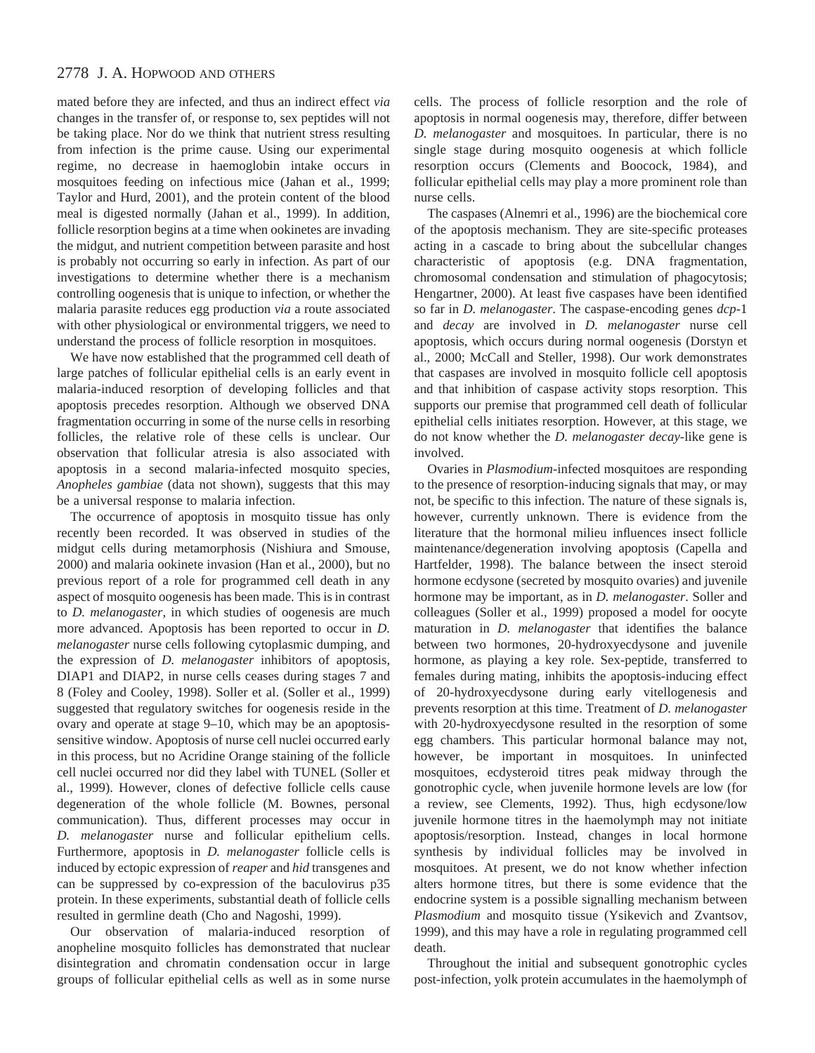mated before they are infected, and thus an indirect effect *via* changes in the transfer of, or response to, sex peptides will not be taking place. Nor do we think that nutrient stress resulting from infection is the prime cause. Using our experimental regime, no decrease in haemoglobin intake occurs in mosquitoes feeding on infectious mice (Jahan et al., 1999; Taylor and Hurd, 2001), and the protein content of the blood meal is digested normally (Jahan et al., 1999). In addition, follicle resorption begins at a time when ookinetes are invading the midgut, and nutrient competition between parasite and host is probably not occurring so early in infection. As part of our investigations to determine whether there is a mechanism controlling oogenesis that is unique to infection, or whether the malaria parasite reduces egg production *via* a route associated with other physiological or environmental triggers, we need to understand the process of follicle resorption in mosquitoes.

We have now established that the programmed cell death of large patches of follicular epithelial cells is an early event in malaria-induced resorption of developing follicles and that apoptosis precedes resorption. Although we observed DNA fragmentation occurring in some of the nurse cells in resorbing follicles, the relative role of these cells is unclear. Our observation that follicular atresia is also associated with apoptosis in a second malaria-infected mosquito species, *Anopheles gambiae* (data not shown), suggests that this may be a universal response to malaria infection.

The occurrence of apoptosis in mosquito tissue has only recently been recorded. It was observed in studies of the midgut cells during metamorphosis (Nishiura and Smouse, 2000) and malaria ookinete invasion (Han et al., 2000), but no previous report of a role for programmed cell death in any aspect of mosquito oogenesis has been made. This is in contrast to *D. melanogaster*, in which studies of oogenesis are much more advanced. Apoptosis has been reported to occur in *D. melanogaster* nurse cells following cytoplasmic dumping, and the expression of *D. melanogaster* inhibitors of apoptosis, DIAP1 and DIAP2, in nurse cells ceases during stages 7 and 8 (Foley and Cooley, 1998). Soller et al. (Soller et al., 1999) suggested that regulatory switches for oogenesis reside in the ovary and operate at stage 9–10, which may be an apoptosis-sensitive window. Apoptosis of nurse cell nuclei occurred early in this process, but no Acridine Orange staining of the follicle cell nuclei occurred nor did they label with TUNEL (Soller et al., 1999). However, clones of defective follicle cells cause degeneration of the whole follicle (M. Bownes, personal communication). Thus, different processes may occur in *D. melanogaster* nurse and follicular epithelium cells. Furthermore, apoptosis in *D. melanogaster* follicle cells is induced by ectopic expression of *reaper* and *hid* transgenes and can be suppressed by co-expression of the baculovirus p35 protein. In these experiments, substantial death of follicle cells resulted in germline death (Cho and Nagoshi, 1999).

Our observation of malaria-induced resorption of anopheline mosquito follicles has demonstrated that nuclear disintegration and chromatin condensation occur in large groups of follicular epithelial cells as well as in some nurse cells. The process of follicle resorption and the role of apoptosis in normal oogenesis may, therefore, differ between *D. melanogaster* and mosquitoes. In particular, there is no single stage during mosquito oogenesis at which follicle resorption occurs (Clements and Boocock, 1984), and follicular epithelial cells may play a more prominent role than nurse cells.

The caspases (Alnemri et al., 1996) are the biochemical core of the apoptosis mechanism. They are site-specific proteases acting in a cascade to bring about the subcellular changes characteristic of apoptosis (e.g. DNA fragmentation, chromosomal condensation and stimulation of phagocytosis; Hengartner, 2000). At least five caspases have been identified so far in *D. melanogaster*. The caspase-encoding genes *dcp*-1 and *decay* are involved in *D. melanogaster* nurse cell apoptosis, which occurs during normal oogenesis (Dorstyn et al., 2000; McCall and Steller, 1998). Our work demonstrates that caspases are involved in mosquito follicle cell apoptosis and that inhibition of caspase activity stops resorption. This supports our premise that programmed cell death of follicular epithelial cells initiates resorption. However, at this stage, we do not know whether the *D. melanogaster decay*-like gene is involved.

Ovaries in *Plasmodium*-infected mosquitoes are responding to the presence of resorption-inducing signals that may, or may not, be specific to this infection. The nature of these signals is, however, currently unknown. There is evidence from the literature that the hormonal milieu influences insect follicle maintenance/degeneration involving apoptosis (Capella and Hartfelder, 1998). The balance between the insect steroid hormone ecdysone (secreted by mosquito ovaries) and juvenile hormone may be important, as in *D. melanogaster*. Soller and colleagues (Soller et al., 1999) proposed a model for oocyte maturation in *D. melanogaster* that identifies the balance between two hormones, 20-hydroxyecdysone and juvenile hormone, as playing a key role. Sex-peptide, transferred to females during mating, inhibits the apoptosis-inducing effect of 20-hydroxyecdysone during early vitellogenesis and prevents resorption at this time. Treatment of *D. melanogaster* with 20-hydroxyecdysone resulted in the resorption of some egg chambers. This particular hormonal balance may not, however, be important in mosquitoes. In uninfected mosquitoes, ecdysteroid titres peak midway through the gonotrophic cycle, when juvenile hormone levels are low (for a review, see Clements, 1992). Thus, high ecdysone/low juvenile hormone titres in the haemolymph may not initiate apoptosis/resorption. Instead, changes in local hormone synthesis by individual follicles may be involved in mosquitoes. At present, we do not know whether infection alters hormone titres, but there is some evidence that the endocrine system is a possible signalling mechanism between *Plasmodium* and mosquito tissue (Ysikevich and Zvantsov, 1999), and this may have a role in regulating programmed cell death.

Throughout the initial and subsequent gonotrophic cycles post-infection, yolk protein accumulates in the haemolymph of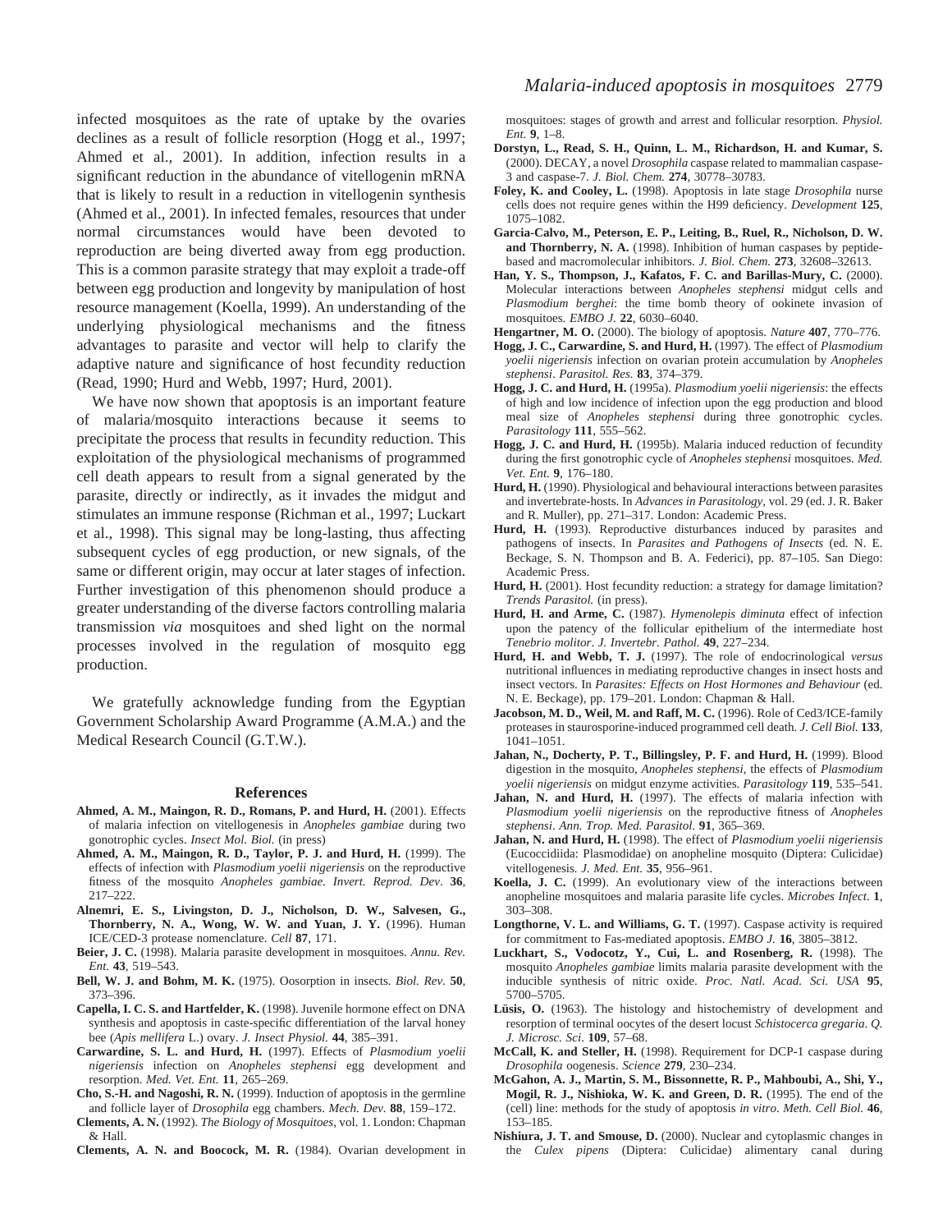infected mosquitoes as the rate of uptake by the ovaries declines as a result of follicle resorption (Hogg et al., 1997; Ahmed et al., 2001). In addition, infection results in a significant reduction in the abundance of vitellogenin mRNA that is likely to result in a reduction in vitellogenin synthesis (Ahmed et al., 2001). In infected females, resources that under normal circumstances would have been devoted to reproduction are being diverted away from egg production. This is a common parasite strategy that may exploit a trade-off between egg production and longevity by manipulation of host resource management (Koella, 1999). An understanding of the underlying physiological mechanisms and the fitness advantages to parasite and vector will help to clarify the adaptive nature and significance of host fecundity reduction (Read, 1990; Hurd and Webb, 1997; Hurd, 2001).

We have now shown that apoptosis is an important feature of malaria/mosquito interactions because it seems to precipitate the process that results in fecundity reduction. This exploitation of the physiological mechanisms of programmed cell death appears to result from a signal generated by the parasite, directly or indirectly, as it invades the midgut and stimulates an immune response (Richman et al., 1997; Luckart et al., 1998). This signal may be long-lasting, thus affecting subsequent cycles of egg production, or new signals, of the same or different origin, may occur at later stages of infection. Further investigation of this phenomenon should produce a greater understanding of the diverse factors controlling malaria transmission *via* mosquitoes and shed light on the normal processes involved in the regulation of mosquito egg production.

We gratefully acknowledge funding from the Egyptian Government Scholarship Award Programme (A.M.A.) and the Medical Research Council (G.T.W.).

## References

**Ahmed, A. M., Maingon, R. D., Romans, P. and Hurd, H.** (2001). Effects of malaria infection on vitellogenesis in *Anopheles gambiae* during two gonotrophic cycles. *Insect Mol. Biol.* (in press)

**Ahmed, A. M., Maingon, R. D., Taylor, P. J. and Hurd, H.** (1999). The effects of infection with *Plasmodium yoelii nigeriensis* on the reproductive fitness of the mosquito *Anopheles gambiae. Invert. Reprod. Dev*. **36**, 217–222.

**Alnemri, E. S., Livingston, D. J., Nicholson, D. W., Salvesen, G., Thornberry, N. A., Wong, W. W. and Yuan, J. Y.** (1996). Human ICE/CED-3 protease nomenclature. *Cell* **87**, 171.

**Beier, J. C.** (1998). Malaria parasite development in mosquitoes. *Annu. Rev. Ent.* **43**, 519–543.

**Bell, W. J. and Bohm, M. K.** (1975). Oosorption in insects. *Biol. Rev*. **50**, 373–396.

**Capella, I. C. S. and Hartfelder, K.** (1998). Juvenile hormone effect on DNA synthesis and apoptosis in caste-specific differentiation of the larval honey bee (*Apis mellifera* L.) ovary. *J. Insect Physiol.* **44**, 385–391.

**Carwardine, S. L. and Hurd, H.** (1997). Effects of *Plasmodium yoelii nigeriensis* infection on *Anopheles stephensi* egg development and resorption. *Med. Vet. Ent*. **11**, 265–269.

**Cho, S.-H. and Nagoshi, R. N.** (1999). Induction of apoptosis in the germline and follicle layer of *Drosophila* egg chambers. *Mech. Dev.* **88**, 159–172.

**Clements, A. N.** (1992). *The Biology of Mosquitoes*, vol. 1. London: Chapman & Hall.

**Clements, A. N. and Boocock, M. R.** (1984). Ovarian development in mosquitoes: stages of growth and arrest and follicular resorption. *Physiol. Ent*. **9**, 1–8.

**Dorstyn, L., Read, S. H., Quinn, L. M., Richardson, H. and Kumar, S.** (2000). DECAY, a novel *Drosophila* caspase related to mammalian caspase-3 and caspase-7. *J. Biol. Chem.* **274**, 30778–30783.

**Foley, K. and Cooley, L.** (1998). Apoptosis in late stage *Drosophila* nurse cells does not require genes within the H99 deficiency. *Development* **125**, 1075–1082.

**Garcia-Calvo, M., Peterson, E. P., Leiting, B., Ruel, R., Nicholson, D. W. and Thornberry, N. A.** (1998). Inhibition of human caspases by peptide-based and macromolecular inhibitors. *J. Biol. Chem.* **273**, 32608–32613.

**Han, Y. S., Thompson, J., Kafatos, F. C. and Barillas-Mury, C.** (2000). Molecular interactions between *Anopheles stephensi* midgut cells and *Plasmodium berghei*: the time bomb theory of ookinete invasion of mosquitoes. *EMBO J.* **22**, 6030–6040.

**Hengartner, M. O.** (2000). The biology of apoptosis. *Nature* **407**, 770–776.

**Hogg, J. C., Carwardine, S. and Hurd, H.** (1997). The effect of *Plasmodium yoelii nigeriensis* infection on ovarian protein accumulation by *Anopheles stephensi*. *Parasitol. Res.* **83**, 374–379.

**Hogg, J. C. and Hurd, H.** (1995a). *Plasmodium yoelii nigeriensis*: the effects of high and low incidence of infection upon the egg production and blood meal size of *Anopheles stephensi* during three gonotrophic cycles. *Parasitology* **111**, 555–562.

**Hogg, J. C. and Hurd, H.** (1995b). Malaria induced reduction of fecundity during the first gonotrophic cycle of *Anopheles stephensi* mosquitoes. *Med. Vet. Ent*. **9**, 176–180.

**Hurd, H.** (1990). Physiological and behavioural interactions between parasites and invertebrate-hosts. In *Advances in Parasitology*, vol. 29 (ed. J. R. Baker and R. Muller), pp. 271–317. London: Academic Press.

**Hurd, H.** (1993). Reproductive disturbances induced by parasites and pathogens of insects. In *Parasites and Pathogens of Insects* (ed. N. E. Beckage, S. N. Thompson and B. A. Federici), pp. 87–105. San Diego: Academic Press.

**Hurd, H.** (2001). Host fecundity reduction: a strategy for damage limitation? *Trends Parasitol.* (in press).

**Hurd, H. and Arme, C.** (1987). *Hymenolepis diminuta* effect of infection upon the patency of the follicular epithelium of the intermediate host *Tenebrio molitor*. *J. Invertebr. Pathol.* **49**, 227–234.

**Hurd, H. and Webb, T. J.** (1997). The role of endocrinological *versus* nutritional influences in mediating reproductive changes in insect hosts and insect vectors. In *Parasites: Effects on Host Hormones and Behaviour* (ed. N. E. Beckage), pp. 179–201. London: Chapman & Hall.

**Jacobson, M. D., Weil, M. and Raff, M. C.** (1996). Role of Ced3/ICE-family proteases in staurosporine-induced programmed cell death. *J. Cell Biol.* **133**, 1041–1051.

**Jahan, N., Docherty, P. T., Billingsley, P. F. and Hurd, H.** (1999). Blood digestion in the mosquito, *Anopheles stephensi*, the effects of *Plasmodium yoelii nigeriensis* on midgut enzyme activities. *Parasitology* **119**, 535–541.

**Jahan, N. and Hurd, H.** (1997). The effects of malaria infection with *Plasmodium yoelii nigeriensis* on the reproductive fitness of *Anopheles stephensi*. *Ann. Trop. Med. Parasitol.* **91**, 365–369.

**Jahan, N. and Hurd, H.** (1998). The effect of *Plasmodium yoelii nigeriensis* (Eucoccidiida: Plasmodidae) on anopheline mosquito (Diptera: Culicidae) vitellogenesis. *J. Med. Ent.* **35**, 956–961.

**Koella, J. C.** (1999). An evolutionary view of the interactions between anopheline mosquitoes and malaria parasite life cycles. *Microbes Infect*. **1**, 303–308.

**Longthorne, V. L. and Williams, G. T.** (1997). Caspase activity is required for commitment to Fas-mediated apoptosis. *EMBO J.* **16**, 3805–3812.

**Luckhart, S., Vodocotz, Y., Cui, L. and Rosenberg, R.** (1998). The mosquito *Anopheles gambiae* limits malaria parasite development with the inducible synthesis of nitric oxide. *Proc. Natl. Acad. Sci. USA* **95**, 5700–5705.

**Lüsis, O.** (1963). The histology and histochemistry of development and resorption of terminal oocytes of the desert locust *Schistocerca gregaria*. *Q. J. Microsc. Sci*. **109**, 57–68.

**McCall, K. and Steller, H.** (1998). Requirement for DCP-1 caspase during *Drosophila* oogenesis. *Science* **279**, 230–234.

**McGahon, A. J., Martin, S. M., Bissonnette, R. P., Mahboubi, A., Shi, Y., Mogil, R. J., Nishioka, W. K. and Green, D. R.** (1995). The end of the (cell) line: methods for the study of apoptosis *in vitro*. *Meth. Cell Biol.* **46**, 153–185.

**Nishiura, J. T. and Smouse, D.** (2000). Nuclear and cytoplasmic changes in the *Culex pipens* (Diptera: Culicidae) alimentary canal during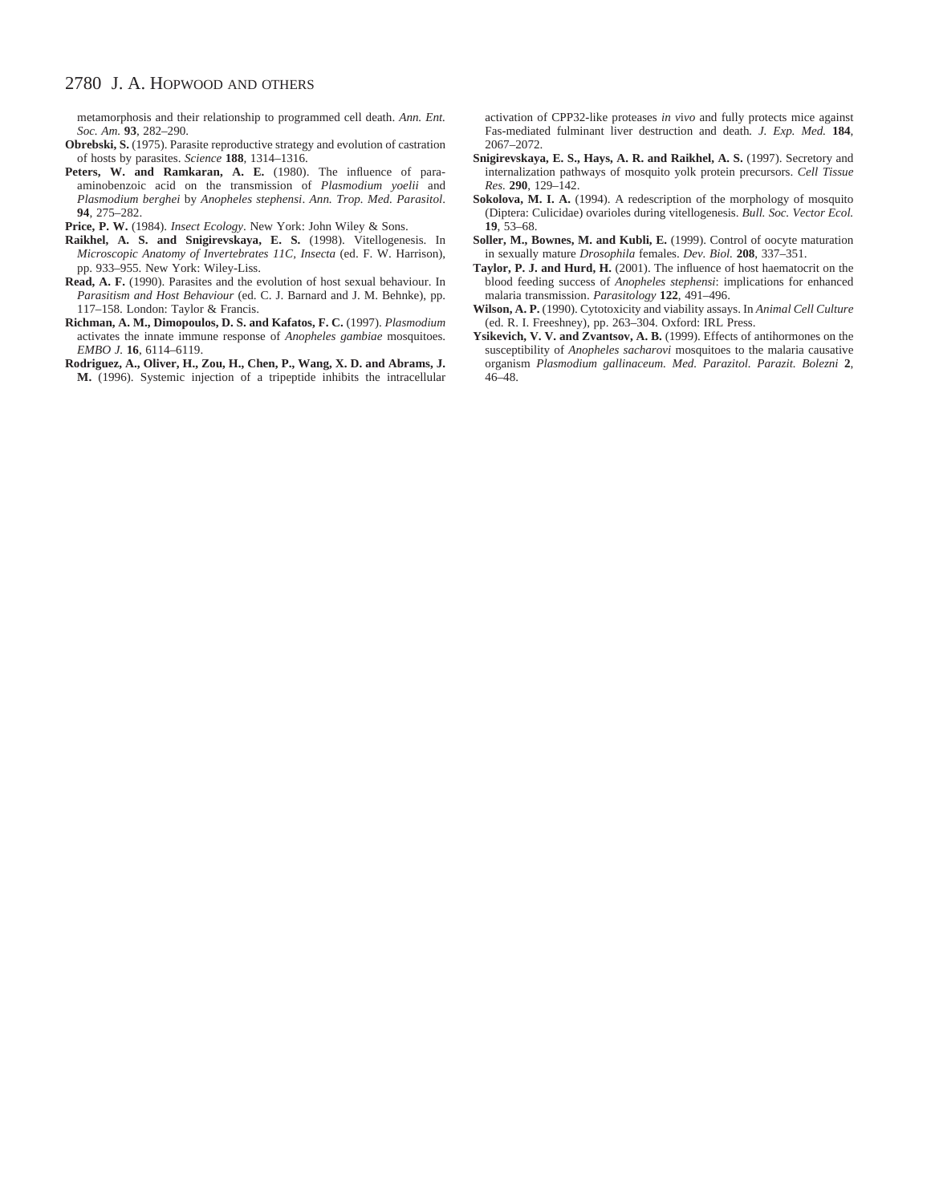metamorphosis and their relationship to programmed cell death. *Ann. Ent. Soc. Am.* **93**, 282–290.

**Obrebski, S.** (1975). Parasite reproductive strategy and evolution of castration of hosts by parasites. *Science* **188**, 1314–1316.

**Peters, W. and Ramkaran, A. E.** (1980). The influence of para-aminobenzoic acid on the transmission of *Plasmodium yoelii* and *Plasmodium berghei* by *Anopheles stephensi*. *Ann. Trop. Med. Parasitol.* **94**, 275–282.

**Price, P. W.** (1984). *Insect Ecology*. New York: John Wiley & Sons.

**Raikhel, A. S. and Snigirevskaya, E. S.** (1998). Vitellogenesis. In *Microscopic Anatomy of Invertebrates 11C, Insecta* (ed. F. W. Harrison), pp. 933–955. New York: Wiley-Liss.

**Read, A. F.** (1990). Parasites and the evolution of host sexual behaviour. In *Parasitism and Host Behaviour* (ed. C. J. Barnard and J. M. Behnke), pp. 117–158. London: Taylor & Francis.

**Richman, A. M., Dimopoulos, D. S. and Kafatos, F. C.** (1997). *Plasmodium* activates the innate immune response of *Anopheles gambiae* mosquitoes. *EMBO J.* **16**, 6114–6119.

**Rodriguez, A., Oliver, H., Zou, H., Chen, P., Wang, X. D. and Abrams, J. M.** (1996). Systemic injection of a tripeptide inhibits the intracellular activation of CPP32-like proteases *in vivo* and fully protects mice against Fas-mediated fulminant liver destruction and death. *J. Exp. Med.* **184**, 2067–2072.

**Snigirevskaya, E. S., Hays, A. R. and Raikhel, A. S.** (1997). Secretory and internalization pathways of mosquito yolk protein precursors. *Cell Tissue Res.* **290**, 129–142.

**Sokolova, M. I. A.** (1994). A redescription of the morphology of mosquito (Diptera: Culicidae) ovarioles during vitellogenesis. *Bull. Soc. Vector Ecol.* **19**, 53–68.

**Soller, M., Bownes, M. and Kubli, E.** (1999). Control of oocyte maturation in sexually mature *Drosophila* females. *Dev. Biol.* **208**, 337–351.

**Taylor, P. J. and Hurd, H.** (2001). The influence of host haematocrit on the blood feeding success of *Anopheles stephensi*: implications for enhanced malaria transmission. *Parasitology* **122**, 491–496.

**Wilson, A. P.** (1990). Cytotoxicity and viability assays. In *Animal Cell Culture* (ed. R. I. Freeshney), pp. 263–304. Oxford: IRL Press.

**Ysikevich, V. V. and Zvantsov, A. B.** (1999). Effects of antihormones on the susceptibility of *Anopheles sacharovi* mosquitoes to the malaria causative organism *Plasmodium gallinaceum. Med. Parazitol. Parazit. Bolezni* **2**, 46–48.